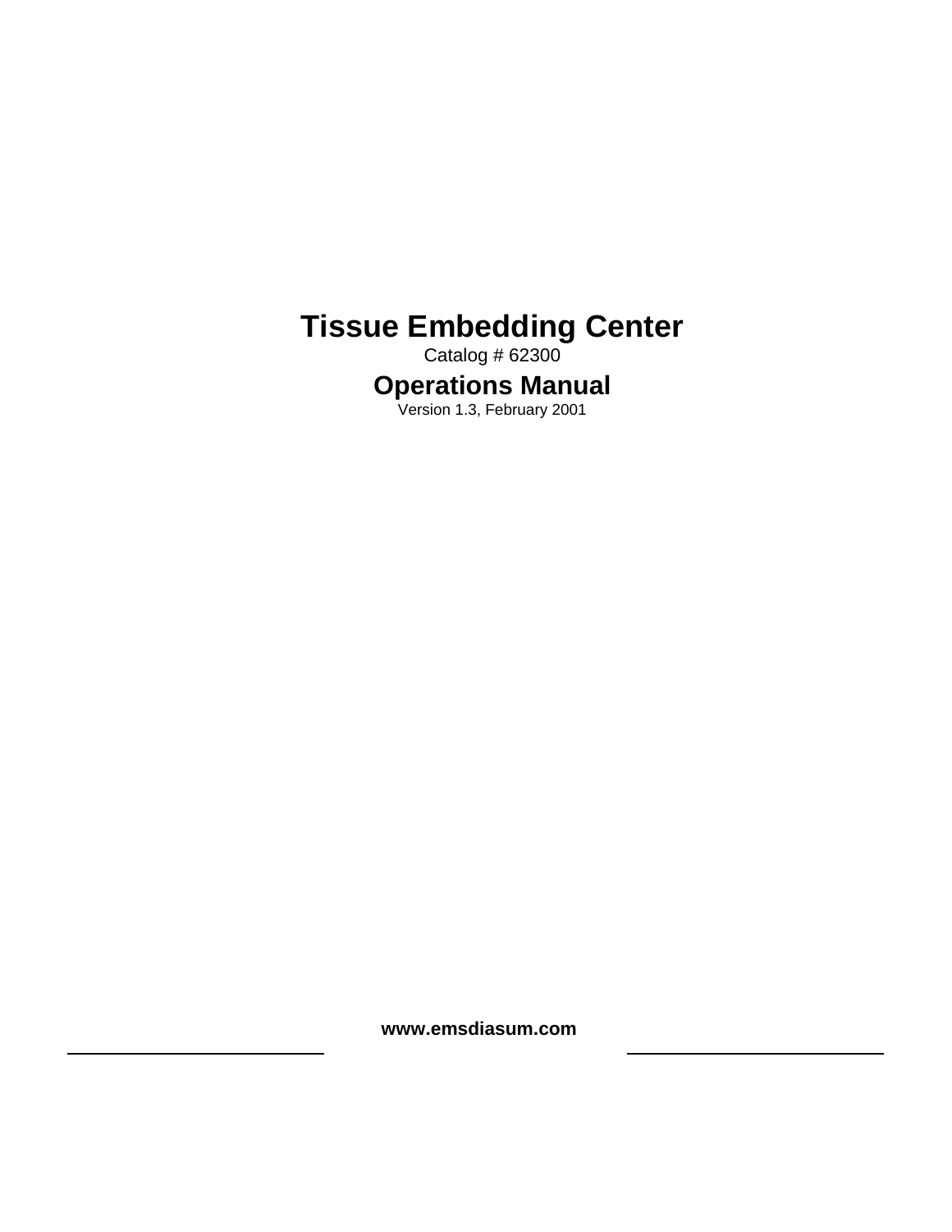# Tissue Embedding Center

Catalog # 62300

## Operations Manual

Version 1.3, February 2001

**www.emsdiasum.com**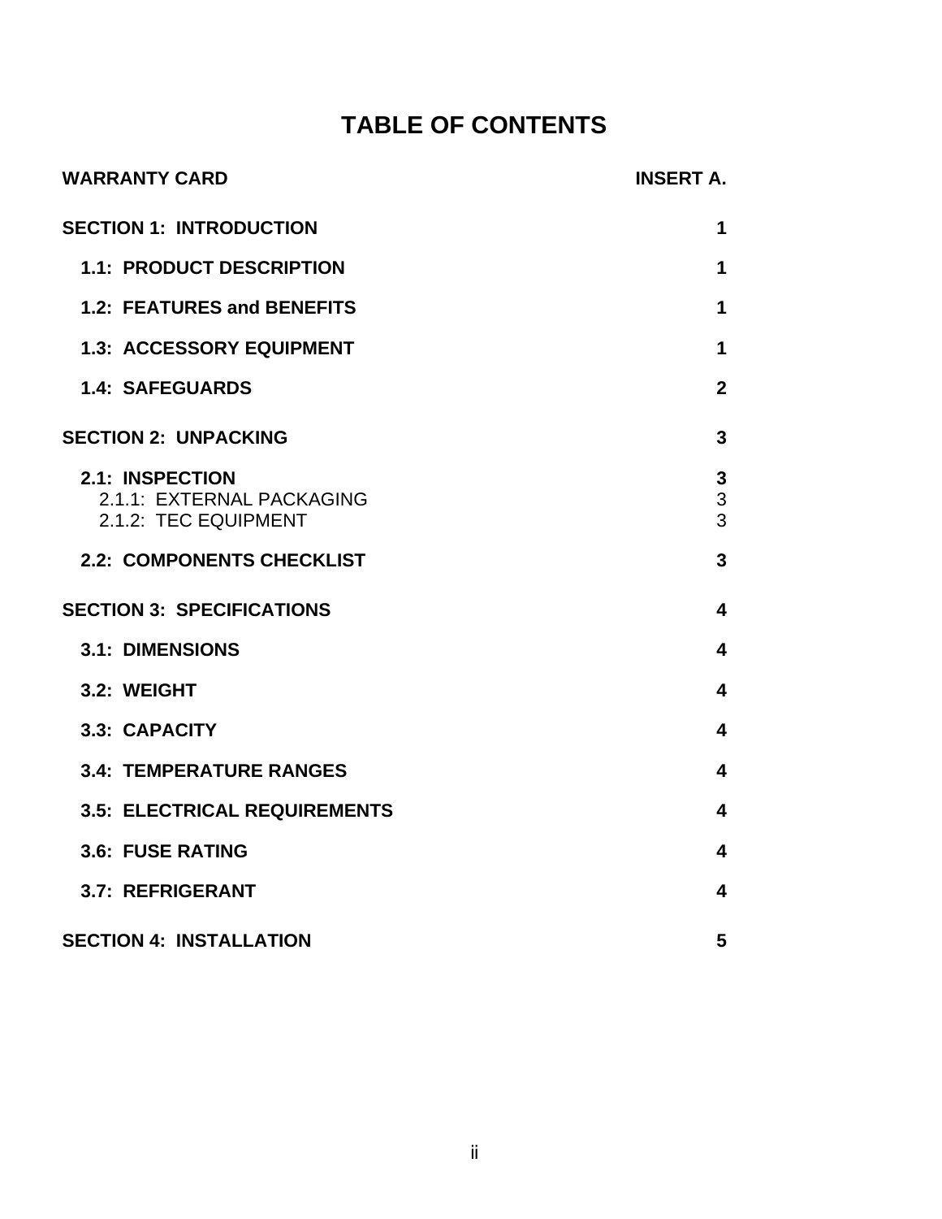# TABLE OF CONTENTS

| | |
|---|---|
| **WARRANTY CARD** | **INSERT A.** |
| **SECTION 1: INTRODUCTION** | **1** |
| **1.1: PRODUCT DESCRIPTION** | **1** |
| **1.2: FEATURES and BENEFITS** | **1** |
| **1.3: ACCESSORY EQUIPMENT** | **1** |
| **1.4: SAFEGUARDS** | **2** |
| **SECTION 2: UNPACKING** | **3** |
| **2.1: INSPECTION** | **3** |
| 2.1.1: EXTERNAL PACKAGING | 3 |
| 2.1.2: TEC EQUIPMENT | 3 |
| **2.2: COMPONENTS CHECKLIST** | **3** |
| **SECTION 3: SPECIFICATIONS** | **4** |
| **3.1: DIMENSIONS** | **4** |
| **3.2: WEIGHT** | **4** |
| **3.3: CAPACITY** | **4** |
| **3.4: TEMPERATURE RANGES** | **4** |
| **3.5: ELECTRICAL REQUIREMENTS** | **4** |
| **3.6: FUSE RATING** | **4** |
| **3.7: REFRIGERANT** | **4** |
| **SECTION 4: INSTALLATION** | **5** |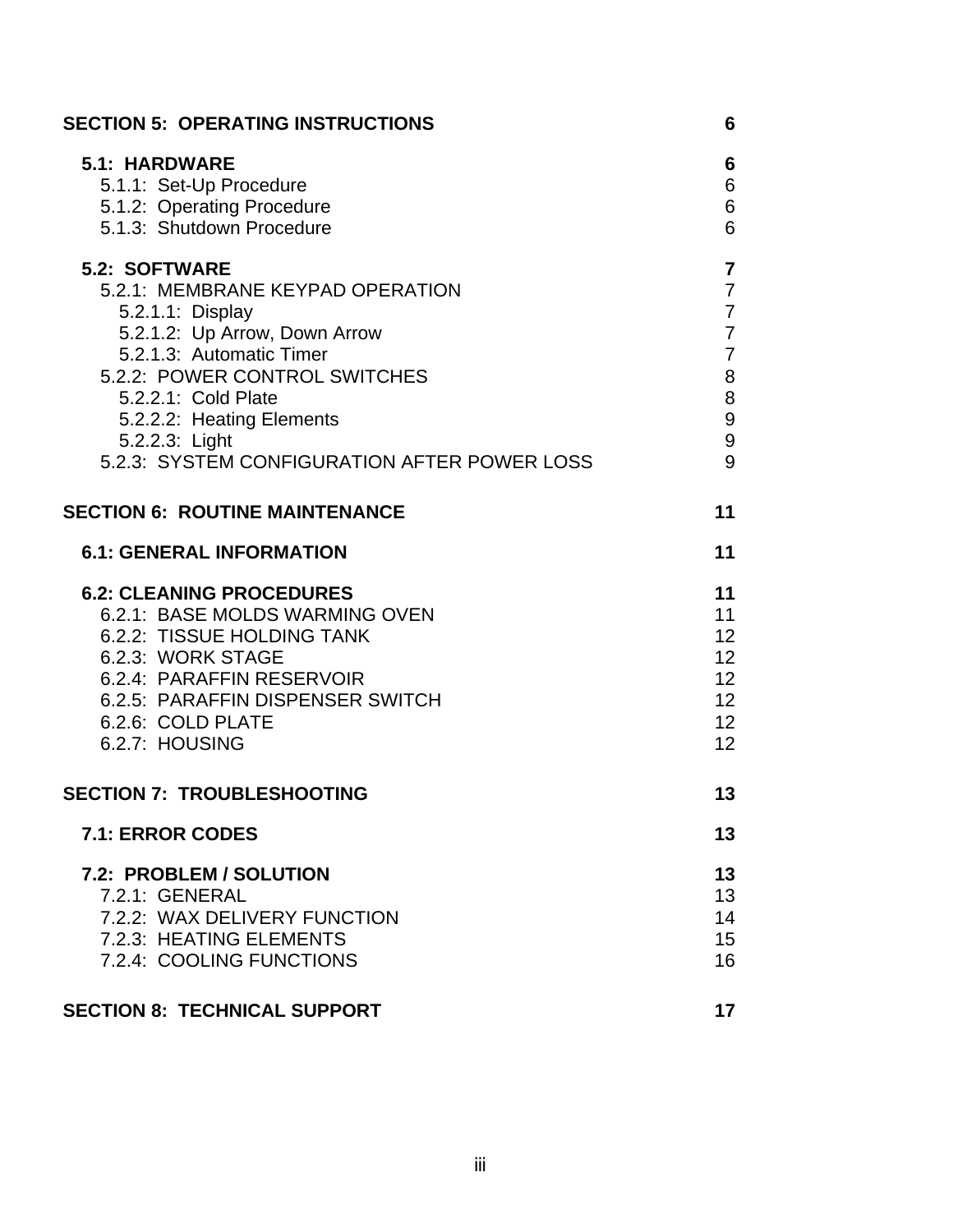| | |
|---|---|
| **SECTION 5: OPERATING INSTRUCTIONS** | **6** |
| **5.1: HARDWARE** | **6** |
| 5.1.1: Set-Up Procedure | 6 |
| 5.1.2: Operating Procedure | 6 |
| 5.1.3: Shutdown Procedure | 6 |
| **5.2: SOFTWARE** | **7** |
| 5.2.1: MEMBRANE KEYPAD OPERATION | 7 |
| 5.2.1.1: Display | 7 |
| 5.2.1.2: Up Arrow, Down Arrow | 7 |
| 5.2.1.3: Automatic Timer | 7 |
| 5.2.2: POWER CONTROL SWITCHES | 8 |
| 5.2.2.1: Cold Plate | 8 |
| 5.2.2.2: Heating Elements | 9 |
| 5.2.2.3: Light | 9 |
| 5.2.3: SYSTEM CONFIGURATION AFTER POWER LOSS | 9 |
| **SECTION 6: ROUTINE MAINTENANCE** | **11** |
| **6.1: GENERAL INFORMATION** | **11** |
| **6.2: CLEANING PROCEDURES** | **11** |
| 6.2.1: BASE MOLDS WARMING OVEN | 11 |
| 6.2.2: TISSUE HOLDING TANK | 12 |
| 6.2.3: WORK STAGE | 12 |
| 6.2.4: PARAFFIN RESERVOIR | 12 |
| 6.2.5: PARAFFIN DISPENSER SWITCH | 12 |
| 6.2.6: COLD PLATE | 12 |
| 6.2.7: HOUSING | 12 |
| **SECTION 7: TROUBLESHOOTING** | **13** |
| **7.1: ERROR CODES** | **13** |
| **7.2: PROBLEM / SOLUTION** | **13** |
| 7.2.1: GENERAL | 13 |
| 7.2.2: WAX DELIVERY FUNCTION | 14 |
| 7.2.3: HEATING ELEMENTS | 15 |
| 7.2.4: COOLING FUNCTIONS | 16 |
| **SECTION 8: TECHNICAL SUPPORT** | **17** |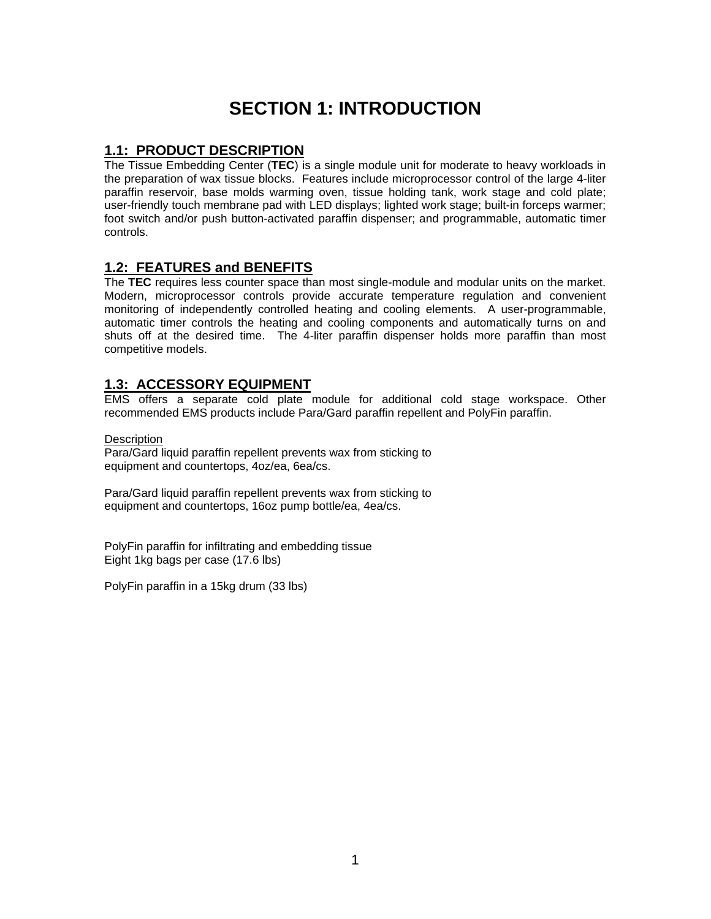# SECTION 1: INTRODUCTION

## 1.1: PRODUCT DESCRIPTION

The Tissue Embedding Center (**TEC**) is a single module unit for moderate to heavy workloads in the preparation of wax tissue blocks. Features include microprocessor control of the large 4-liter paraffin reservoir, base molds warming oven, tissue holding tank, work stage and cold plate; user-friendly touch membrane pad with LED displays; lighted work stage; built-in forceps warmer; foot switch and/or push button-activated paraffin dispenser; and programmable, automatic timer controls.

## 1.2: FEATURES and BENEFITS

The **TEC** requires less counter space than most single-module and modular units on the market. Modern, microprocessor controls provide accurate temperature regulation and convenient monitoring of independently controlled heating and cooling elements. A user-programmable, automatic timer controls the heating and cooling components and automatically turns on and shuts off at the desired time. The 4-liter paraffin dispenser holds more paraffin than most competitive models.

## 1.3: ACCESSORY EQUIPMENT

EMS offers a separate cold plate module for additional cold stage workspace. Other recommended EMS products include Para/Gard paraffin repellent and PolyFin paraffin.

Description

Para/Gard liquid paraffin repellent prevents wax from sticking to equipment and countertops, 4oz/ea, 6ea/cs.

Para/Gard liquid paraffin repellent prevents wax from sticking to equipment and countertops, 16oz pump bottle/ea, 4ea/cs.

PolyFin paraffin for infiltrating and embedding tissue
Eight 1kg bags per case (17.6 lbs)

PolyFin paraffin in a 15kg drum (33 lbs)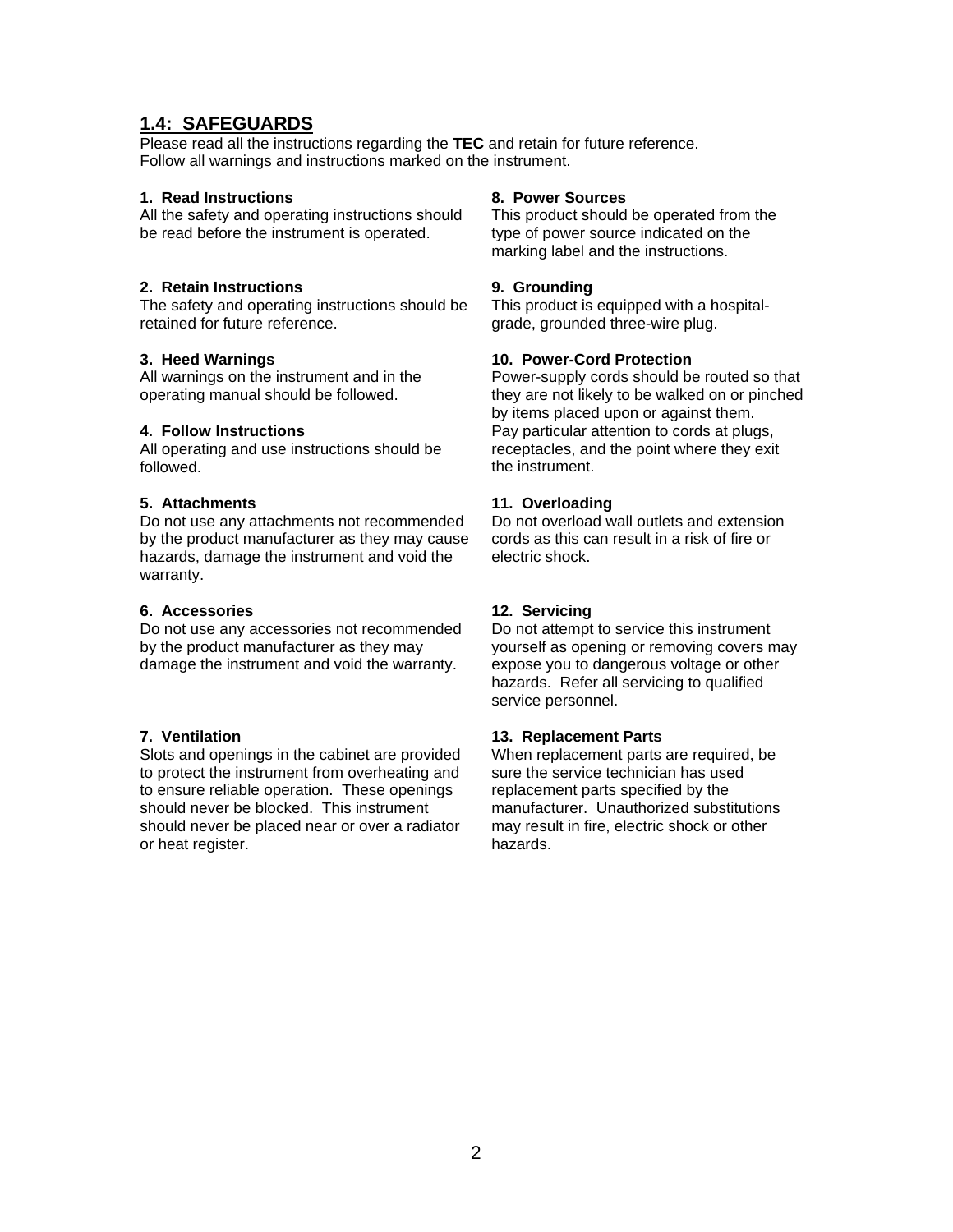## 1.4: SAFEGUARDS

Please read all the instructions regarding the **TEC** and retain for future reference.
Follow all warnings and instructions marked on the instrument.

**1. Read Instructions**
All the safety and operating instructions should be read before the instrument is operated.

**2. Retain Instructions**
The safety and operating instructions should be retained for future reference.

**3. Heed Warnings**
All warnings on the instrument and in the operating manual should be followed.

**4. Follow Instructions**
All operating and use instructions should be followed.

**5. Attachments**
Do not use any attachments not recommended by the product manufacturer as they may cause hazards, damage the instrument and void the warranty.

**6. Accessories**
Do not use any accessories not recommended by the product manufacturer as they may damage the instrument and void the warranty.

**7. Ventilation**
Slots and openings in the cabinet are provided to protect the instrument from overheating and to ensure reliable operation. These openings should never be blocked. This instrument should never be placed near or over a radiator or heat register.

**8. Power Sources**
This product should be operated from the type of power source indicated on the marking label and the instructions.

**9. Grounding**
This product is equipped with a hospital-grade, grounded three-wire plug.

**10. Power-Cord Protection**
Power-supply cords should be routed so that they are not likely to be walked on or pinched by items placed upon or against them. Pay particular attention to cords at plugs, receptacles, and the point where they exit the instrument.

**11. Overloading**
Do not overload wall outlets and extension cords as this can result in a risk of fire or electric shock.

**12. Servicing**
Do not attempt to service this instrument yourself as opening or removing covers may expose you to dangerous voltage or other hazards. Refer all servicing to qualified service personnel.

**13. Replacement Parts**
When replacement parts are required, be sure the service technician has used replacement parts specified by the manufacturer. Unauthorized substitutions may result in fire, electric shock or other hazards.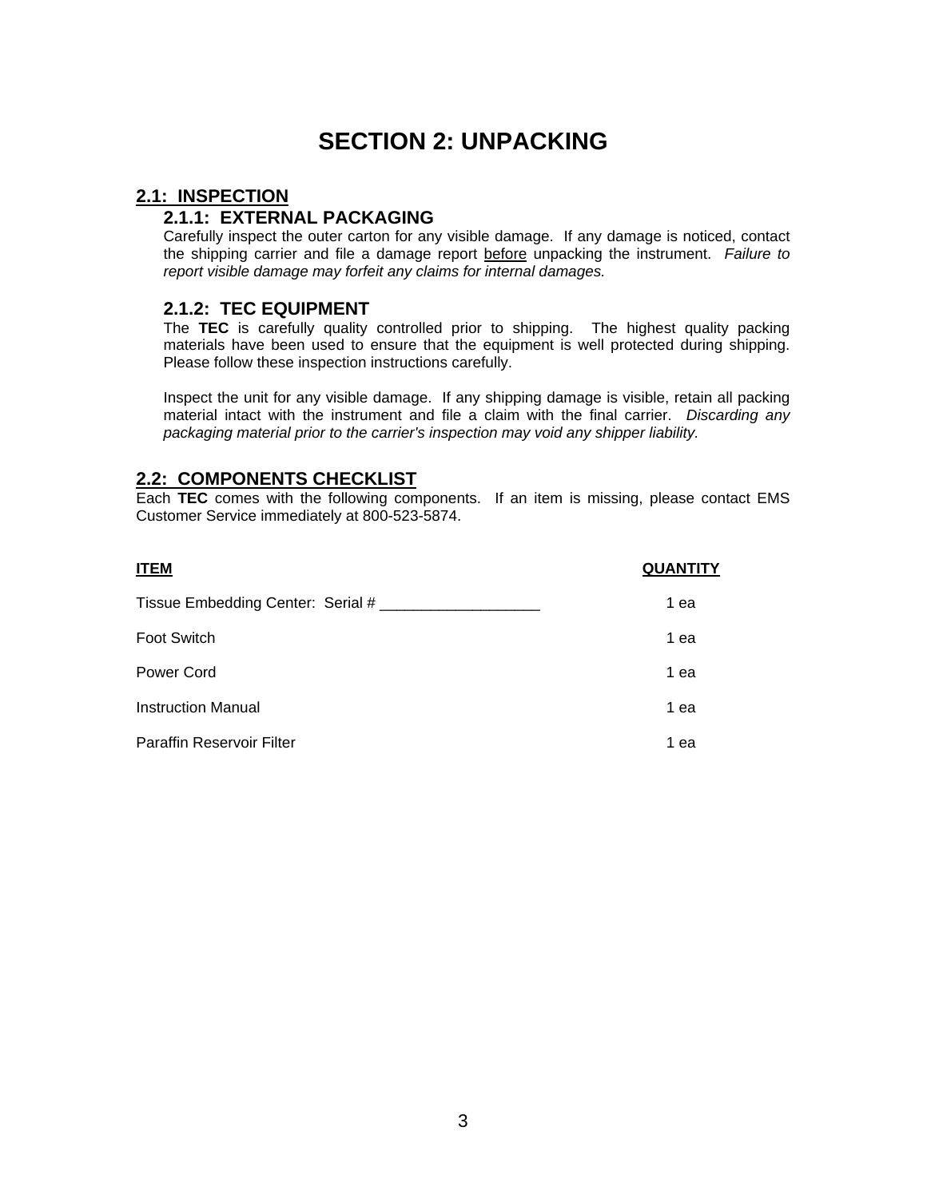# SECTION 2: UNPACKING

## 2.1: INSPECTION

### 2.1.1: EXTERNAL PACKAGING

Carefully inspect the outer carton for any visible damage. If any damage is noticed, contact the shipping carrier and file a damage report before unpacking the instrument. *Failure to report visible damage may forfeit any claims for internal damages.*

### 2.1.2: TEC EQUIPMENT

The **TEC** is carefully quality controlled prior to shipping. The highest quality packing materials have been used to ensure that the equipment is well protected during shipping. Please follow these inspection instructions carefully.

Inspect the unit for any visible damage. If any shipping damage is visible, retain all packing material intact with the instrument and file a claim with the final carrier. *Discarding any packaging material prior to the carrier's inspection may void any shipper liability.*

## 2.2: COMPONENTS CHECKLIST

Each **TEC** comes with the following components. If an item is missing, please contact EMS Customer Service immediately at 800-523-5874.

| ITEM | QUANTITY |
|---|---|
| Tissue Embedding Center: Serial # ___________________ | 1 ea |
| Foot Switch | 1 ea |
| Power Cord | 1 ea |
| Instruction Manual | 1 ea |
| Paraffin Reservoir Filter | 1 ea |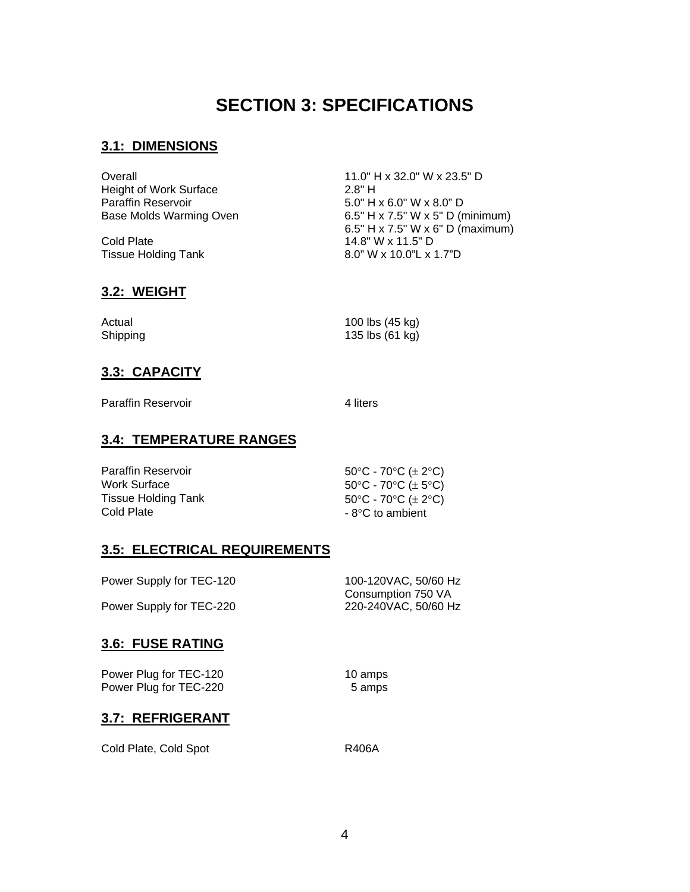# SECTION 3: SPECIFICATIONS

## 3.1: DIMENSIONS

| | |
|---|---|
| Overall | 11.0" H x 32.0" W x 23.5" D |
| Height of Work Surface | 2.8" H |
| Paraffin Reservoir | 5.0" H x 6.0" W x 8.0" D |
| Base Molds Warming Oven | 6.5" H x 7.5" W x 5" D (minimum)<br>6.5" H x 7.5" W x 6" D (maximum) |
| Cold Plate | 14.8" W x 11.5" D |
| Tissue Holding Tank | 8.0" W x 10.0"L x 1.7"D |

## 3.2: WEIGHT

| | |
|---|---|
| Actual | 100 lbs (45 kg) |
| Shipping | 135 lbs (61 kg) |

## 3.3: CAPACITY

| | |
|---|---|
| Paraffin Reservoir | 4 liters |

## 3.4: TEMPERATURE RANGES

| | |
|---|---|
| Paraffin Reservoir | 50°C - 70°C (± 2°C) |
| Work Surface | 50°C - 70°C (± 5°C) |
| Tissue Holding Tank | 50°C - 70°C (± 2°C) |
| Cold Plate | - 8°C to ambient |

## 3.5: ELECTRICAL REQUIREMENTS

| | |
|---|---|
| Power Supply for TEC-120 | 100-120VAC, 50/60 Hz<br>Consumption 750 VA |
| Power Supply for TEC-220 | 220-240VAC, 50/60 Hz |

## 3.6: FUSE RATING

| | |
|---|---|
| Power Plug for TEC-120 | 10 amps |
| Power Plug for TEC-220 | 5 amps |

## 3.7: REFRIGERANT

| | |
|---|---|
| Cold Plate, Cold Spot | R406A |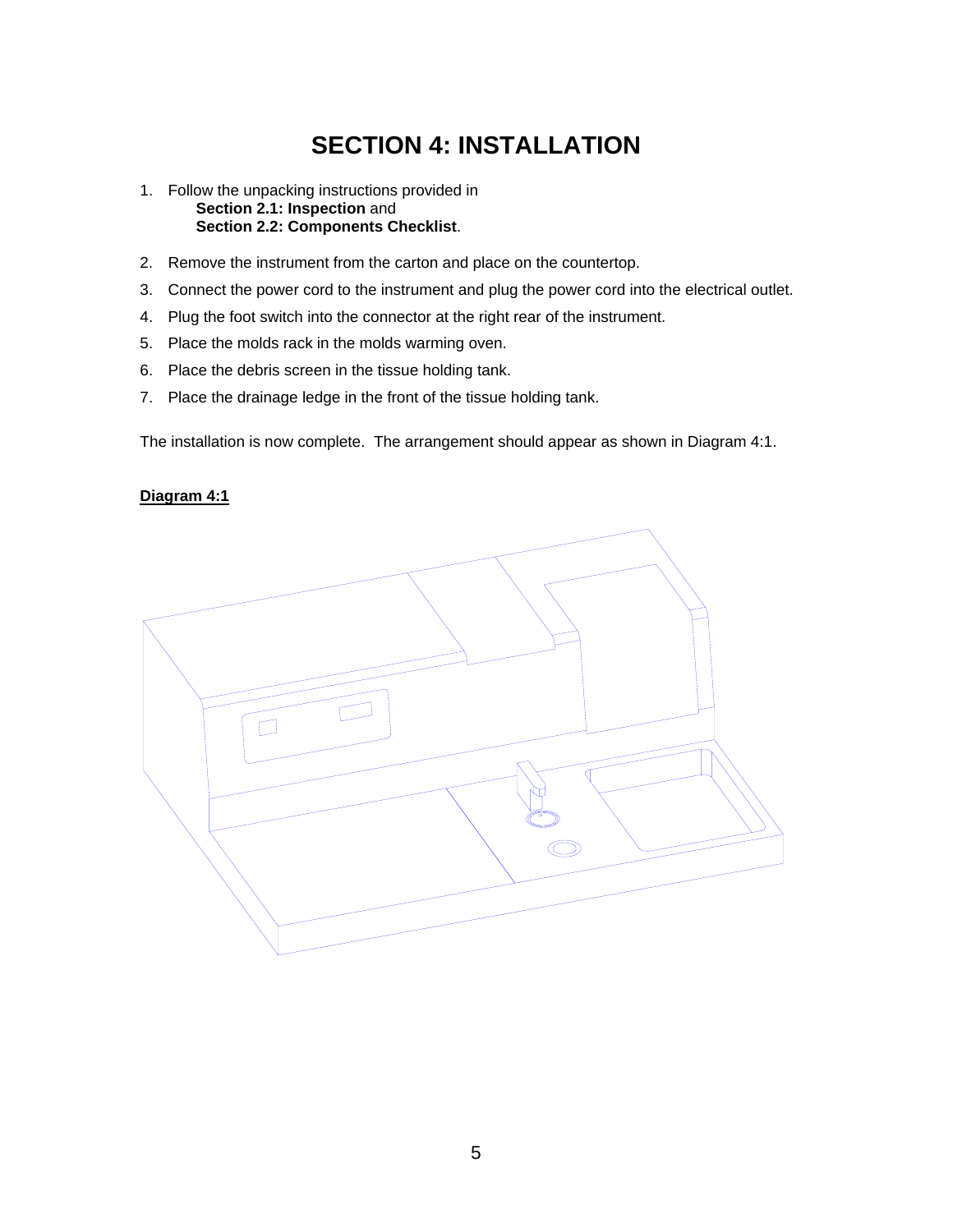# SECTION 4: INSTALLATION

1. Follow the unpacking instructions provided in
   **Section 2.1: Inspection** and
   **Section 2.2: Components Checklist**.
2. Remove the instrument from the carton and place on the countertop.
3. Connect the power cord to the instrument and plug the power cord into the electrical outlet.
4. Plug the foot switch into the connector at the right rear of the instrument.
5. Place the molds rack in the molds warming oven.
6. Place the debris screen in the tissue holding tank.
7. Place the drainage ledge in the front of the tissue holding tank.

The installation is now complete. The arrangement should appear as shown in Diagram 4:1.

**Diagram 4:1**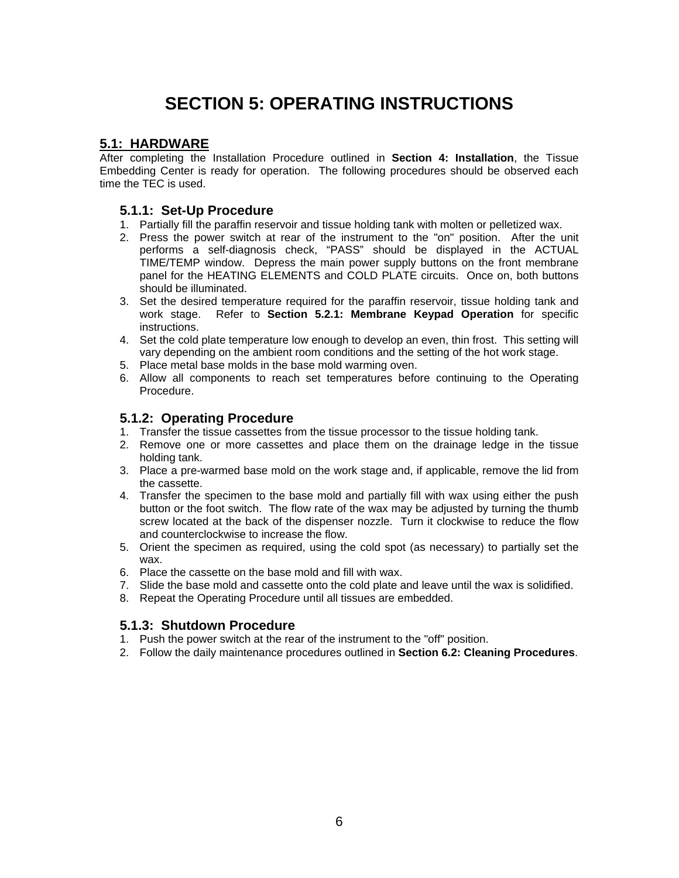# SECTION 5: OPERATING INSTRUCTIONS

## 5.1: HARDWARE

After completing the Installation Procedure outlined in **Section 4: Installation**, the Tissue Embedding Center is ready for operation. The following procedures should be observed each time the TEC is used.

### 5.1.1: Set-Up Procedure

1. Partially fill the paraffin reservoir and tissue holding tank with molten or pelletized wax.
2. Press the power switch at rear of the instrument to the "on" position. After the unit performs a self-diagnosis check, "PASS" should be displayed in the ACTUAL TIME/TEMP window. Depress the main power supply buttons on the front membrane panel for the HEATING ELEMENTS and COLD PLATE circuits. Once on, both buttons should be illuminated.
3. Set the desired temperature required for the paraffin reservoir, tissue holding tank and work stage. Refer to **Section 5.2.1: Membrane Keypad Operation** for specific instructions.
4. Set the cold plate temperature low enough to develop an even, thin frost. This setting will vary depending on the ambient room conditions and the setting of the hot work stage.
5. Place metal base molds in the base mold warming oven.
6. Allow all components to reach set temperatures before continuing to the Operating Procedure.

### 5.1.2: Operating Procedure

1. Transfer the tissue cassettes from the tissue processor to the tissue holding tank.
2. Remove one or more cassettes and place them on the drainage ledge in the tissue holding tank.
3. Place a pre-warmed base mold on the work stage and, if applicable, remove the lid from the cassette.
4. Transfer the specimen to the base mold and partially fill with wax using either the push button or the foot switch. The flow rate of the wax may be adjusted by turning the thumb screw located at the back of the dispenser nozzle. Turn it clockwise to reduce the flow and counterclockwise to increase the flow.
5. Orient the specimen as required, using the cold spot (as necessary) to partially set the wax.
6. Place the cassette on the base mold and fill with wax.
7. Slide the base mold and cassette onto the cold plate and leave until the wax is solidified.
8. Repeat the Operating Procedure until all tissues are embedded.

### 5.1.3: Shutdown Procedure

1. Push the power switch at the rear of the instrument to the "off" position.
2. Follow the daily maintenance procedures outlined in **Section 6.2: Cleaning Procedures**.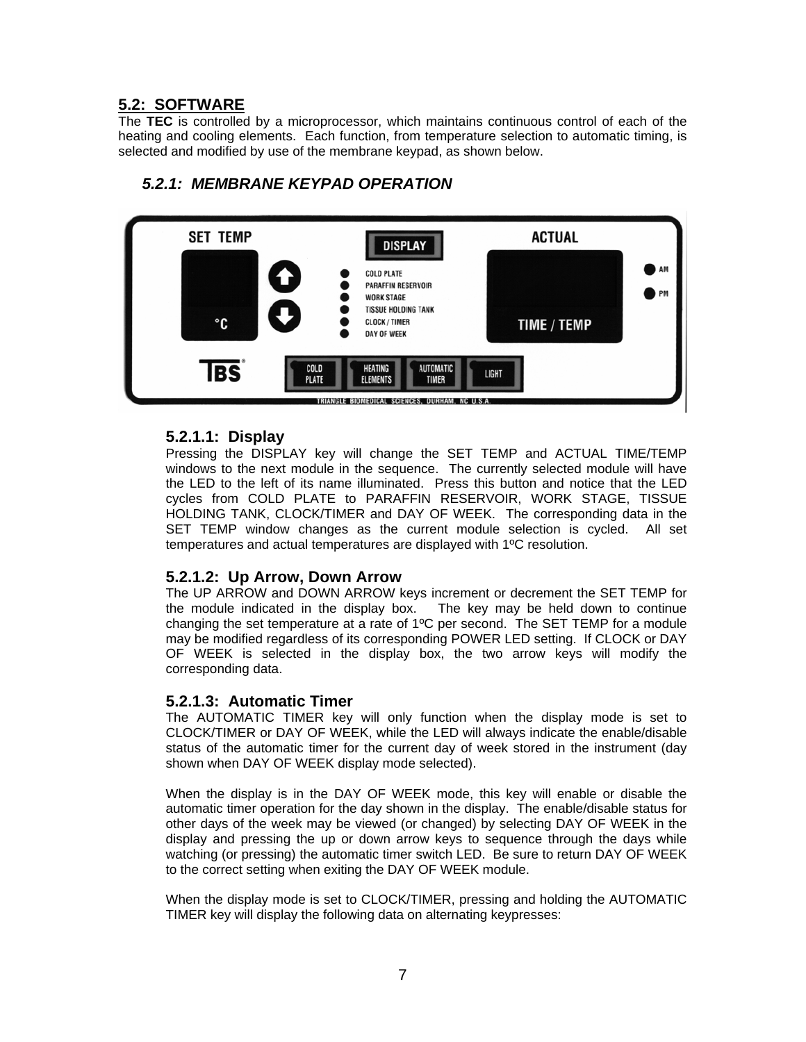## 5.2: SOFTWARE

The **TEC** is controlled by a microprocessor, which maintains continuous control of each of the heating and cooling elements. Each function, from temperature selection to automatic timing, is selected and modified by use of the membrane keypad, as shown below.

### *5.2.1: MEMBRANE KEYPAD OPERATION*

#### 5.2.1.1: Display

Pressing the DISPLAY key will change the SET TEMP and ACTUAL TIME/TEMP windows to the next module in the sequence. The currently selected module will have the LED to the left of its name illuminated. Press this button and notice that the LED cycles from COLD PLATE to PARAFFIN RESERVOIR, WORK STAGE, TISSUE HOLDING TANK, CLOCK/TIMER and DAY OF WEEK. The corresponding data in the SET TEMP window changes as the current module selection is cycled. All set temperatures and actual temperatures are displayed with 1ºC resolution.

#### 5.2.1.2: Up Arrow, Down Arrow

The UP ARROW and DOWN ARROW keys increment or decrement the SET TEMP for the module indicated in the display box. The key may be held down to continue changing the set temperature at a rate of 1ºC per second. The SET TEMP for a module may be modified regardless of its corresponding POWER LED setting. If CLOCK or DAY OF WEEK is selected in the display box, the two arrow keys will modify the corresponding data.

#### 5.2.1.3: Automatic Timer

The AUTOMATIC TIMER key will only function when the display mode is set to CLOCK/TIMER or DAY OF WEEK, while the LED will always indicate the enable/disable status of the automatic timer for the current day of week stored in the instrument (day shown when DAY OF WEEK display mode selected).

When the display is in the DAY OF WEEK mode, this key will enable or disable the automatic timer operation for the day shown in the display. The enable/disable status for other days of the week may be viewed (or changed) by selecting DAY OF WEEK in the display and pressing the up or down arrow keys to sequence through the days while watching (or pressing) the automatic timer switch LED. Be sure to return DAY OF WEEK to the correct setting when exiting the DAY OF WEEK module.

When the display mode is set to CLOCK/TIMER, pressing and holding the AUTOMATIC TIMER key will display the following data on alternating keypresses: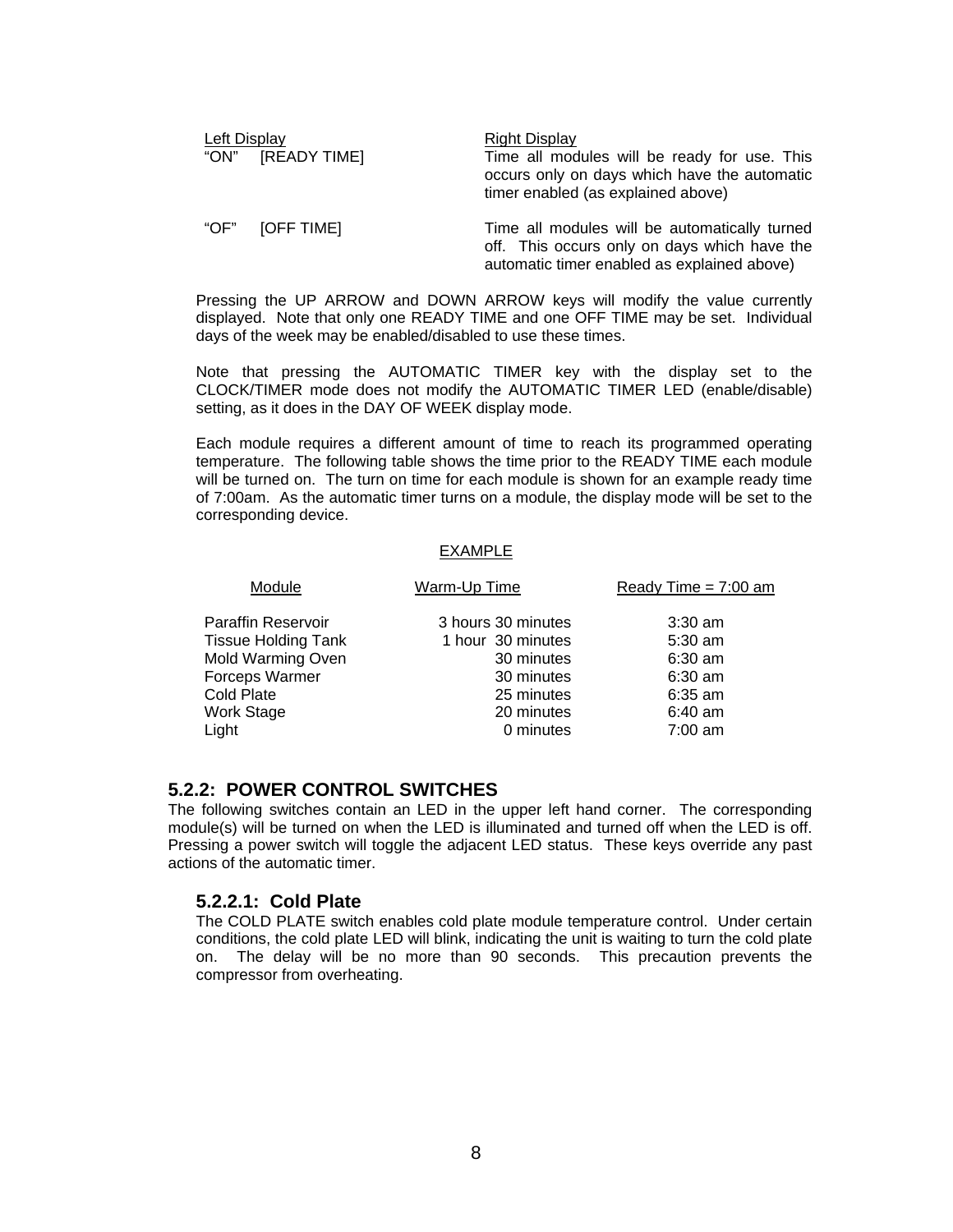| Left Display | Right Display |
|---|---|
| "ON" [READY TIME] | Time all modules will be ready for use. This occurs only on days which have the automatic timer enabled (as explained above) |
| "OF" [OFF TIME] | Time all modules will be automatically turned off. This occurs only on days which have the automatic timer enabled as explained above) |

Pressing the UP ARROW and DOWN ARROW keys will modify the value currently displayed. Note that only one READY TIME and one OFF TIME may be set. Individual days of the week may be enabled/disabled to use these times.

Note that pressing the AUTOMATIC TIMER key with the display set to the CLOCK/TIMER mode does not modify the AUTOMATIC TIMER LED (enable/disable) setting, as it does in the DAY OF WEEK display mode.

Each module requires a different amount of time to reach its programmed operating temperature. The following table shows the time prior to the READY TIME each module will be turned on. The turn on time for each module is shown for an example ready time of 7:00am. As the automatic timer turns on a module, the display mode will be set to the corresponding device.

EXAMPLE

| Module | Warm-Up Time | Ready Time = 7:00 am |
|---|---|---|
| Paraffin Reservoir | 3 hours 30 minutes | 3:30 am |
| Tissue Holding Tank | 1 hour 30 minutes | 5:30 am |
| Mold Warming Oven | 30 minutes | 6:30 am |
| Forceps Warmer | 30 minutes | 6:30 am |
| Cold Plate | 25 minutes | 6:35 am |
| Work Stage | 20 minutes | 6:40 am |
| Light | 0 minutes | 7:00 am |

## 5.2.2: POWER CONTROL SWITCHES

The following switches contain an LED in the upper left hand corner. The corresponding module(s) will be turned on when the LED is illuminated and turned off when the LED is off. Pressing a power switch will toggle the adjacent LED status. These keys override any past actions of the automatic timer.

### 5.2.2.1: Cold Plate

The COLD PLATE switch enables cold plate module temperature control. Under certain conditions, the cold plate LED will blink, indicating the unit is waiting to turn the cold plate on. The delay will be no more than 90 seconds. This precaution prevents the compressor from overheating.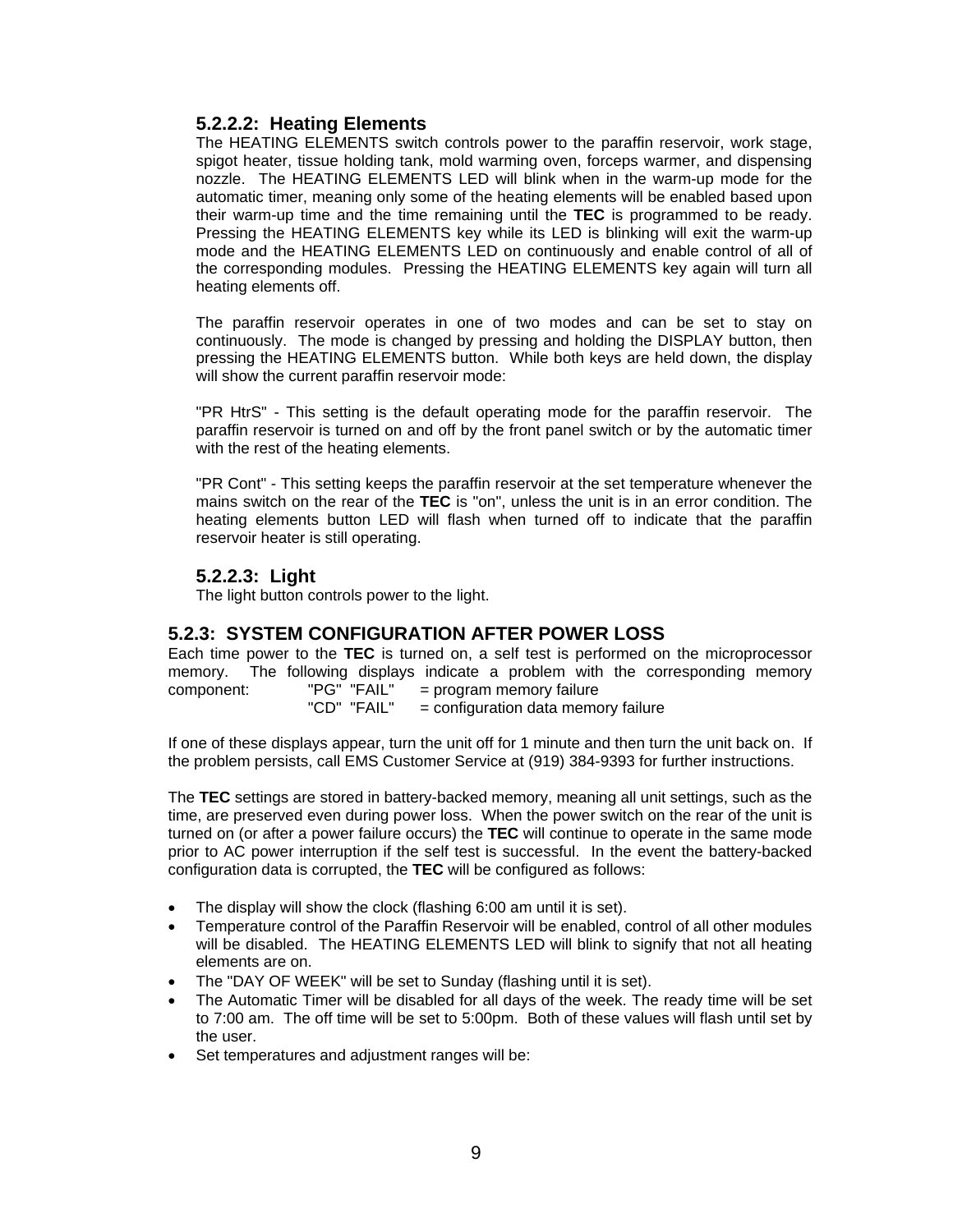### 5.2.2.2: Heating Elements

The HEATING ELEMENTS switch controls power to the paraffin reservoir, work stage, spigot heater, tissue holding tank, mold warming oven, forceps warmer, and dispensing nozzle. The HEATING ELEMENTS LED will blink when in the warm-up mode for the automatic timer, meaning only some of the heating elements will be enabled based upon their warm-up time and the time remaining until the **TEC** is programmed to be ready. Pressing the HEATING ELEMENTS key while its LED is blinking will exit the warm-up mode and the HEATING ELEMENTS LED on continuously and enable control of all of the corresponding modules. Pressing the HEATING ELEMENTS key again will turn all heating elements off.

The paraffin reservoir operates in one of two modes and can be set to stay on continuously. The mode is changed by pressing and holding the DISPLAY button, then pressing the HEATING ELEMENTS button. While both keys are held down, the display will show the current paraffin reservoir mode:

"PR HtrS" - This setting is the default operating mode for the paraffin reservoir. The paraffin reservoir is turned on and off by the front panel switch or by the automatic timer with the rest of the heating elements.

"PR Cont" - This setting keeps the paraffin reservoir at the set temperature whenever the mains switch on the rear of the **TEC** is "on", unless the unit is in an error condition. The heating elements button LED will flash when turned off to indicate that the paraffin reservoir heater is still operating.

### 5.2.2.3: Light

The light button controls power to the light.

## 5.2.3: SYSTEM CONFIGURATION AFTER POWER LOSS

Each time power to the **TEC** is turned on, a self test is performed on the microprocessor memory. The following displays indicate a problem with the corresponding memory component:

"PG" "FAIL" = program memory failure
"CD" "FAIL" = configuration data memory failure

If one of these displays appear, turn the unit off for 1 minute and then turn the unit back on. If the problem persists, call EMS Customer Service at (919) 384-9393 for further instructions.

The **TEC** settings are stored in battery-backed memory, meaning all unit settings, such as the time, are preserved even during power loss. When the power switch on the rear of the unit is turned on (or after a power failure occurs) the **TEC** will continue to operate in the same mode prior to AC power interruption if the self test is successful. In the event the battery-backed configuration data is corrupted, the **TEC** will be configured as follows:

- The display will show the clock (flashing 6:00 am until it is set).
- Temperature control of the Paraffin Reservoir will be enabled, control of all other modules will be disabled. The HEATING ELEMENTS LED will blink to signify that not all heating elements are on.
- The "DAY OF WEEK" will be set to Sunday (flashing until it is set).
- The Automatic Timer will be disabled for all days of the week. The ready time will be set to 7:00 am. The off time will be set to 5:00pm. Both of these values will flash until set by the user.
- Set temperatures and adjustment ranges will be: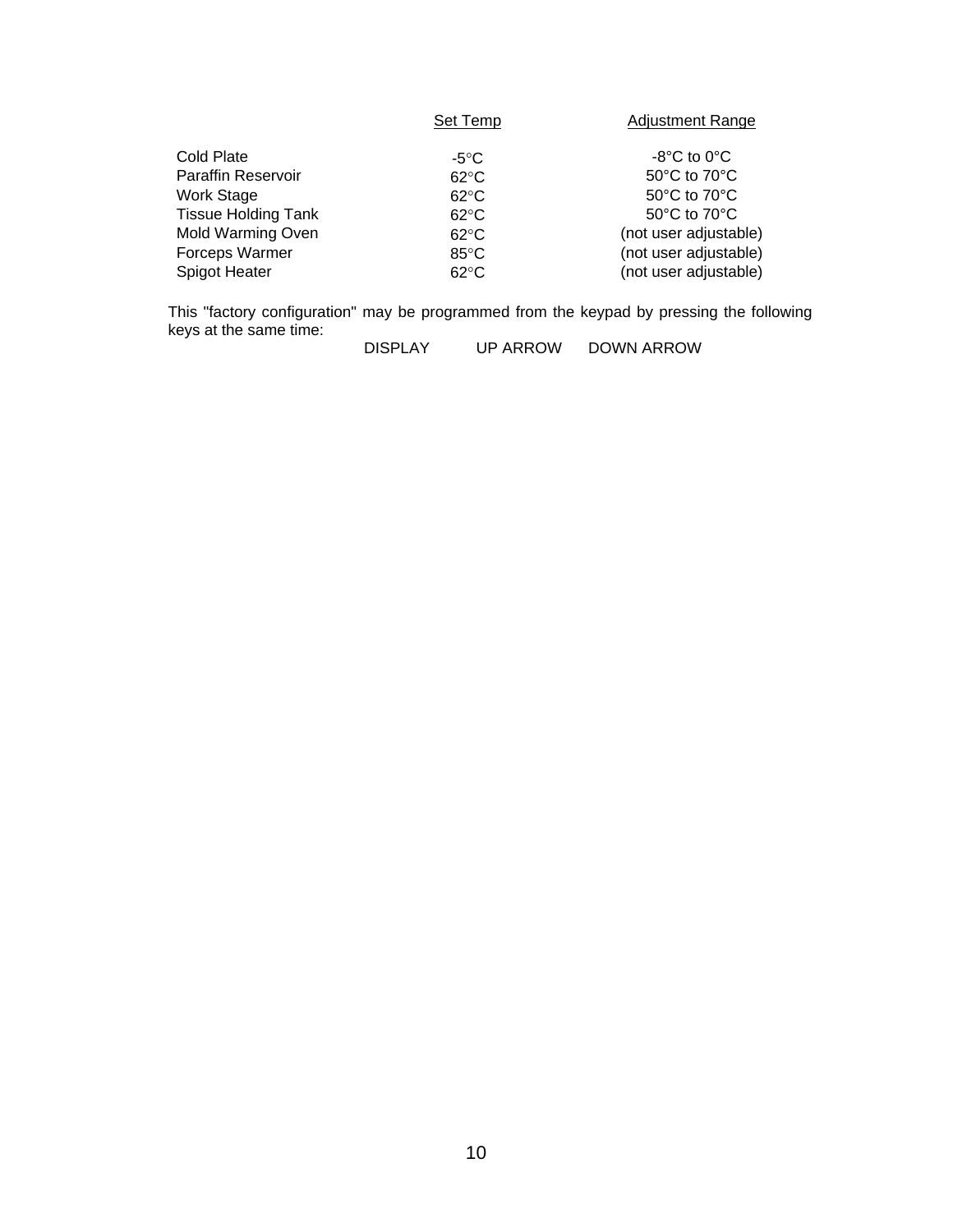| | Set Temp | Adjustment Range |
|---|---|---|
| Cold Plate | -5°C | -8°C to 0°C |
| Paraffin Reservoir | 62°C | 50°C to 70°C |
| Work Stage | 62°C | 50°C to 70°C |
| Tissue Holding Tank | 62°C | 50°C to 70°C |
| Mold Warming Oven | 62°C | (not user adjustable) |
| Forceps Warmer | 85°C | (not user adjustable) |
| Spigot Heater | 62°C | (not user adjustable) |

This "factory configuration" may be programmed from the keypad by pressing the following keys at the same time:

DISPLAY UP ARROW DOWN ARROW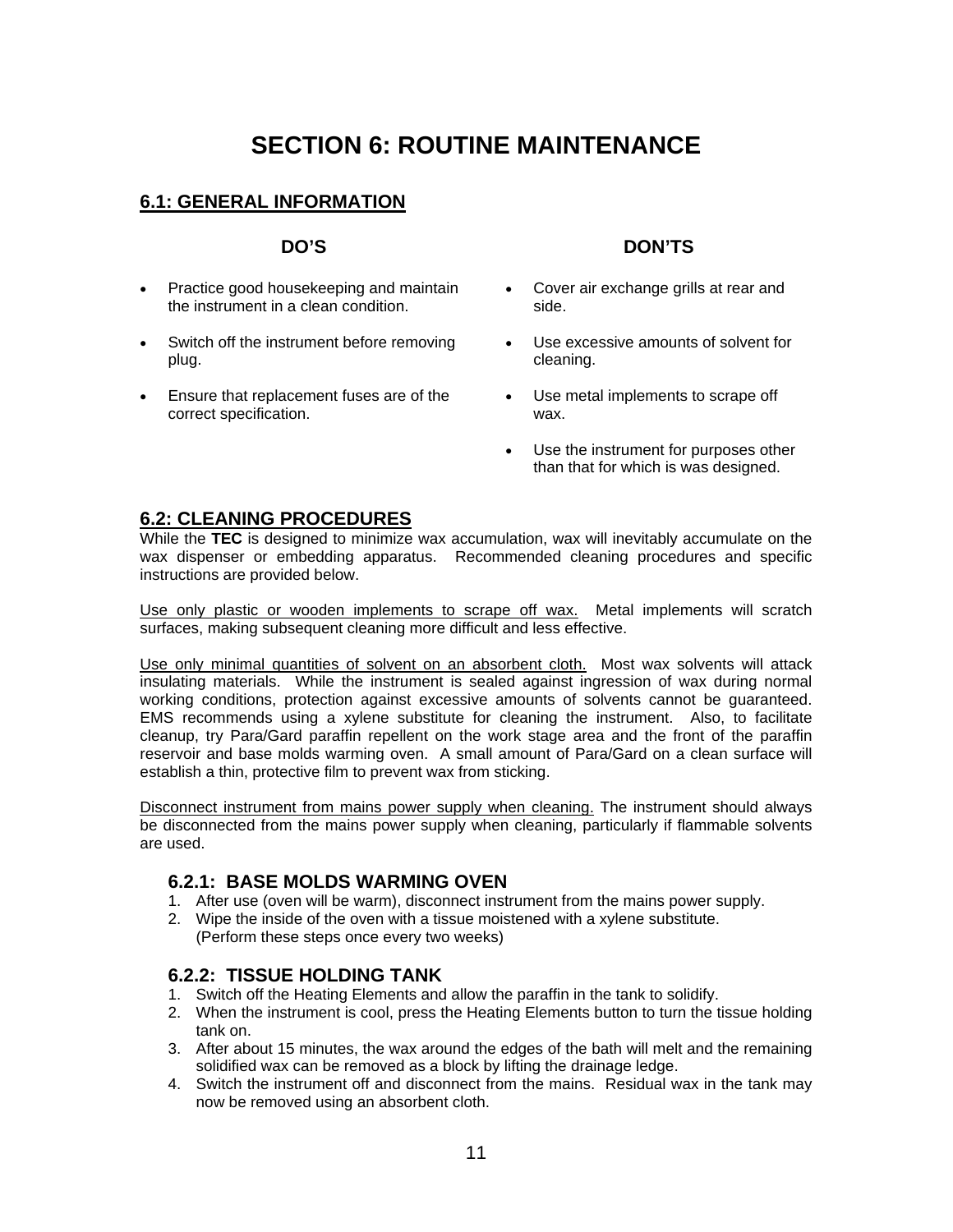# SECTION 6: ROUTINE MAINTENANCE

## 6.1: GENERAL INFORMATION

**DO'S**

- Practice good housekeeping and maintain the instrument in a clean condition.
- Switch off the instrument before removing plug.
- Ensure that replacement fuses are of the correct specification.

**DON'TS**

- Cover air exchange grills at rear and side.
- Use excessive amounts of solvent for cleaning.
- Use metal implements to scrape off wax.
- Use the instrument for purposes other than that for which is was designed.

## 6.2: CLEANING PROCEDURES

While the **TEC** is designed to minimize wax accumulation, wax will inevitably accumulate on the wax dispenser or embedding apparatus. Recommended cleaning procedures and specific instructions are provided below.

<u>Use only plastic or wooden implements to scrape off wax.</u> Metal implements will scratch surfaces, making subsequent cleaning more difficult and less effective.

<u>Use only minimal quantities of solvent on an absorbent cloth.</u> Most wax solvents will attack insulating materials. While the instrument is sealed against ingression of wax during normal working conditions, protection against excessive amounts of solvents cannot be guaranteed. EMS recommends using a xylene substitute for cleaning the instrument. Also, to facilitate cleanup, try Para/Gard paraffin repellent on the work stage area and the front of the paraffin reservoir and base molds warming oven. A small amount of Para/Gard on a clean surface will establish a thin, protective film to prevent wax from sticking.

<u>Disconnect instrument from mains power supply when cleaning.</u> The instrument should always be disconnected from the mains power supply when cleaning, particularly if flammable solvents are used.

### 6.2.1: BASE MOLDS WARMING OVEN

1. After use (oven will be warm), disconnect instrument from the mains power supply.
2. Wipe the inside of the oven with a tissue moistened with a xylene substitute.
   (Perform these steps once every two weeks)

### 6.2.2: TISSUE HOLDING TANK

1. Switch off the Heating Elements and allow the paraffin in the tank to solidify.
2. When the instrument is cool, press the Heating Elements button to turn the tissue holding tank on.
3. After about 15 minutes, the wax around the edges of the bath will melt and the remaining solidified wax can be removed as a block by lifting the drainage ledge.
4. Switch the instrument off and disconnect from the mains. Residual wax in the tank may now be removed using an absorbent cloth.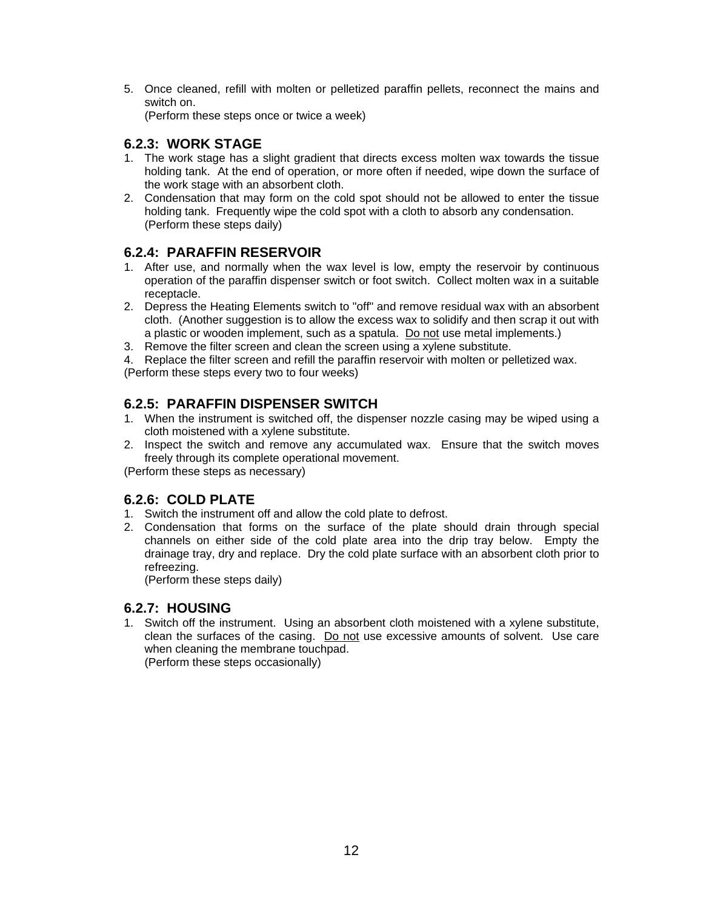5. Once cleaned, refill with molten or pelletized paraffin pellets, reconnect the mains and switch on.
   (Perform these steps once or twice a week)

### 6.2.3: WORK STAGE

1. The work stage has a slight gradient that directs excess molten wax towards the tissue holding tank. At the end of operation, or more often if needed, wipe down the surface of the work stage with an absorbent cloth.
2. Condensation that may form on the cold spot should not be allowed to enter the tissue holding tank. Frequently wipe the cold spot with a cloth to absorb any condensation.
   (Perform these steps daily)

### 6.2.4: PARAFFIN RESERVOIR

1. After use, and normally when the wax level is low, empty the reservoir by continuous operation of the paraffin dispenser switch or foot switch. Collect molten wax in a suitable receptacle.
2. Depress the Heating Elements switch to "off" and remove residual wax with an absorbent cloth. (Another suggestion is to allow the excess wax to solidify and then scrap it out with a plastic or wooden implement, such as a spatula. <u>Do not</u> use metal implements.)
3. Remove the filter screen and clean the screen using a xylene substitute.
4. Replace the filter screen and refill the paraffin reservoir with molten or pelletized wax.

(Perform these steps every two to four weeks)

### 6.2.5: PARAFFIN DISPENSER SWITCH

1. When the instrument is switched off, the dispenser nozzle casing may be wiped using a cloth moistened with a xylene substitute.
2. Inspect the switch and remove any accumulated wax. Ensure that the switch moves freely through its complete operational movement.

(Perform these steps as necessary)

### 6.2.6: COLD PLATE

1. Switch the instrument off and allow the cold plate to defrost.
2. Condensation that forms on the surface of the plate should drain through special channels on either side of the cold plate area into the drip tray below. Empty the drainage tray, dry and replace. Dry the cold plate surface with an absorbent cloth prior to refreezing.
   (Perform these steps daily)

### 6.2.7: HOUSING

1. Switch off the instrument. Using an absorbent cloth moistened with a xylene substitute, clean the surfaces of the casing. <u>Do not</u> use excessive amounts of solvent. Use care when cleaning the membrane touchpad.
   (Perform these steps occasionally)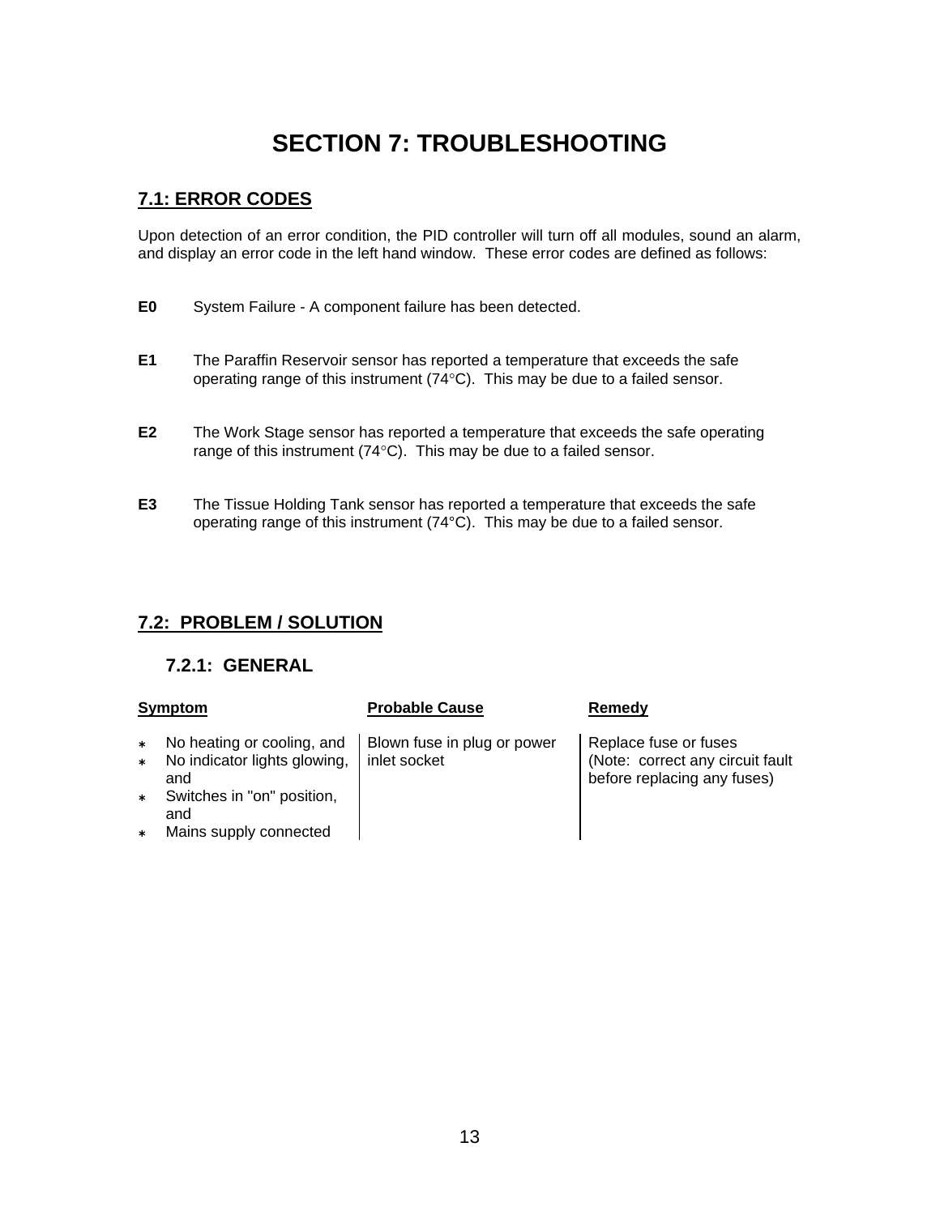# SECTION 7: TROUBLESHOOTING

## 7.1: ERROR CODES

Upon detection of an error condition, the PID controller will turn off all modules, sound an alarm, and display an error code in the left hand window. These error codes are defined as follows:

**E0** System Failure - A component failure has been detected.

**E1** The Paraffin Reservoir sensor has reported a temperature that exceeds the safe operating range of this instrument (74°C). This may be due to a failed sensor.

**E2** The Work Stage sensor has reported a temperature that exceeds the safe operating range of this instrument (74°C). This may be due to a failed sensor.

**E3** The Tissue Holding Tank sensor has reported a temperature that exceeds the safe operating range of this instrument (74°C). This may be due to a failed sensor.

## 7.2: PROBLEM / SOLUTION

### 7.2.1: GENERAL

| Symptom | Probable Cause | Remedy |
|---|---|---|
| * No heating or cooling, and<br>* No indicator lights glowing, and<br>* Switches in "on" position, and<br>* Mains supply connected | Blown fuse in plug or power inlet socket | Replace fuse or fuses (Note: correct any circuit fault before replacing any fuses) |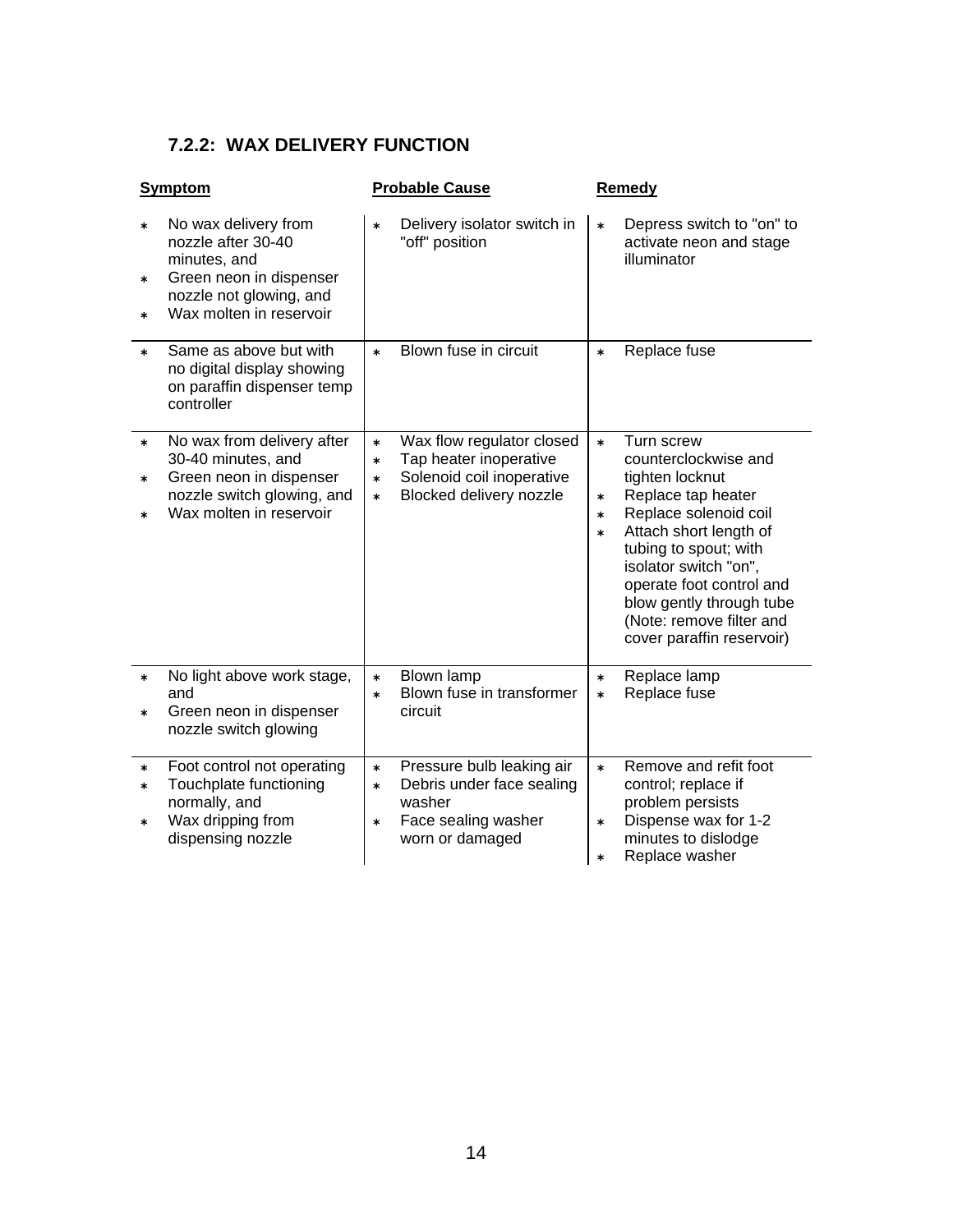### 7.2.2: WAX DELIVERY FUNCTION

| Symptom | Probable Cause | Remedy |
|---|---|---|
| * No wax delivery from nozzle after 30-40 minutes, and<br>* Green neon in dispenser nozzle not glowing, and<br>* Wax molten in reservoir | * Delivery isolator switch in "off" position | * Depress switch to "on" to activate neon and stage illuminator |
| * Same as above but with no digital display showing on paraffin dispenser temp controller | * Blown fuse in circuit | * Replace fuse |
| * No wax from delivery after 30-40 minutes, and<br>* Green neon in dispenser nozzle switch glowing, and<br>* Wax molten in reservoir | * Wax flow regulator closed<br>* Tap heater inoperative<br>* Solenoid coil inoperative<br>* Blocked delivery nozzle | * Turn screw counterclockwise and tighten locknut<br>* Replace tap heater<br>* Replace solenoid coil<br>* Attach short length of tubing to spout; with isolator switch "on", operate foot control and blow gently through tube (Note: remove filter and cover paraffin reservoir) |
| * No light above work stage, and<br>* Green neon in dispenser nozzle switch glowing | * Blown lamp<br>* Blown fuse in transformer circuit | * Replace lamp<br>* Replace fuse |
| * Foot control not operating<br>* Touchplate functioning normally, and<br>* Wax dripping from dispensing nozzle | * Pressure bulb leaking air<br>* Debris under face sealing washer<br>* Face sealing washer worn or damaged | * Remove and refit foot control; replace if problem persists<br>* Dispense wax for 1-2 minutes to dislodge<br>* Replace washer |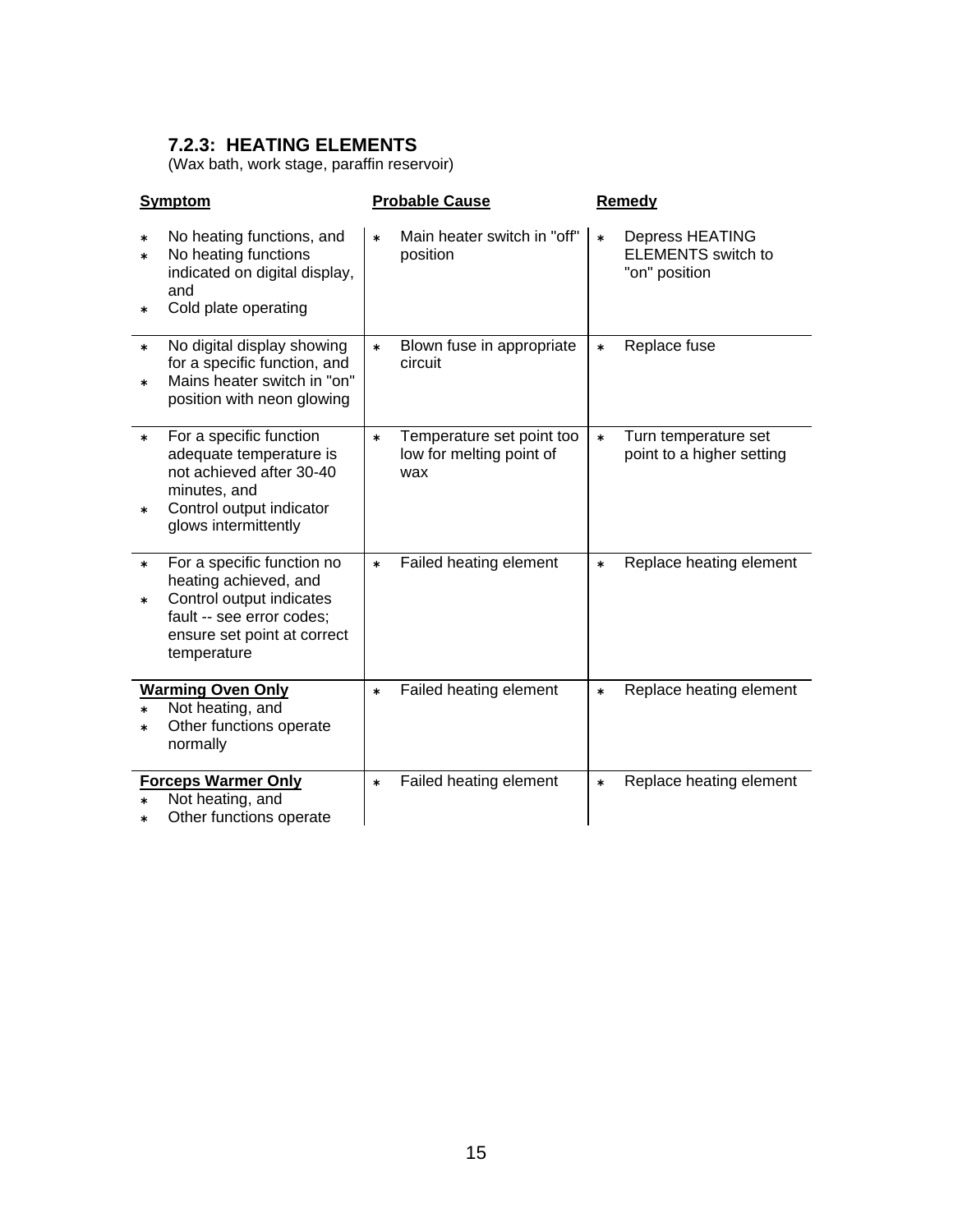### 7.2.3: HEATING ELEMENTS

(Wax bath, work stage, paraffin reservoir)

| Symptom | Probable Cause | Remedy |
|---|---|---|
| * No heating functions, and<br>* No heating functions indicated on digital display, and<br>* Cold plate operating | * Main heater switch in "off" position | * Depress HEATING ELEMENTS switch to "on" position |
| * No digital display showing for a specific function, and<br>* Mains heater switch in "on" position with neon glowing | * Blown fuse in appropriate circuit | * Replace fuse |
| * For a specific function adequate temperature is not achieved after 30-40 minutes, and<br>* Control output indicator glows intermittently | * Temperature set point too low for melting point of wax | * Turn temperature set point to a higher setting |
| * For a specific function no heating achieved, and<br>* Control output indicates fault -- see error codes; ensure set point at correct temperature | * Failed heating element | * Replace heating element |
| **Warming Oven Only**<br>* Not heating, and<br>* Other functions operate normally | * Failed heating element | * Replace heating element |
| **Forceps Warmer Only**<br>* Not heating, and<br>* Other functions operate | * Failed heating element | * Replace heating element |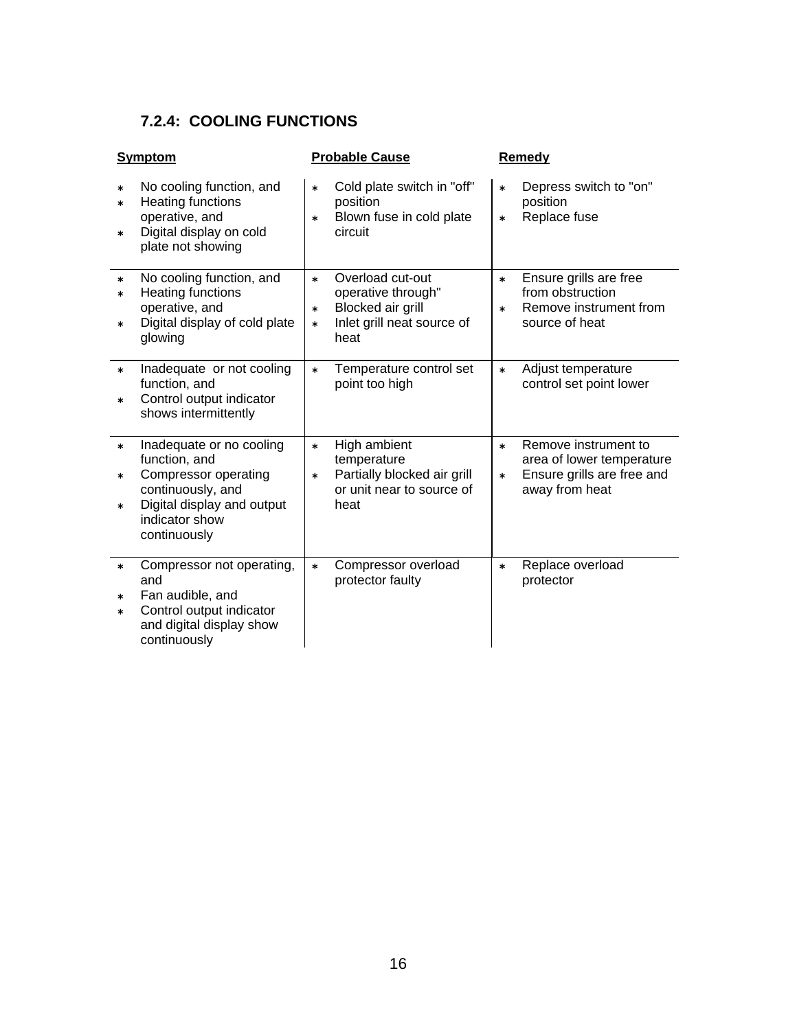### 7.2.4: COOLING FUNCTIONS

| Symptom | Probable Cause | Remedy |
|---|---|---|
| * No cooling function, and<br>* Heating functions operative, and<br>* Digital display on cold plate not showing | * Cold plate switch in "off" position<br>* Blown fuse in cold plate circuit | * Depress switch to "on" position<br>* Replace fuse |
| * No cooling function, and<br>* Heating functions operative, and<br>* Digital display of cold plate glowing | * Overload cut-out operative through"<br>* Blocked air grill<br>* Inlet grill neat source of heat | * Ensure grills are free from obstruction<br>* Remove instrument from source of heat |
| * Inadequate or not cooling function, and<br>* Control output indicator shows intermittently | * Temperature control set point too high | * Adjust temperature control set point lower |
| * Inadequate or no cooling function, and<br>* Compressor operating continuously, and<br>* Digital display and output indicator show continuously | * High ambient temperature<br>* Partially blocked air grill or unit near to source of heat | * Remove instrument to area of lower temperature<br>* Ensure grills are free and away from heat |
| * Compressor not operating, and<br>* Fan audible, and<br>* Control output indicator and digital display show continuously | * Compressor overload protector faulty | * Replace overload protector |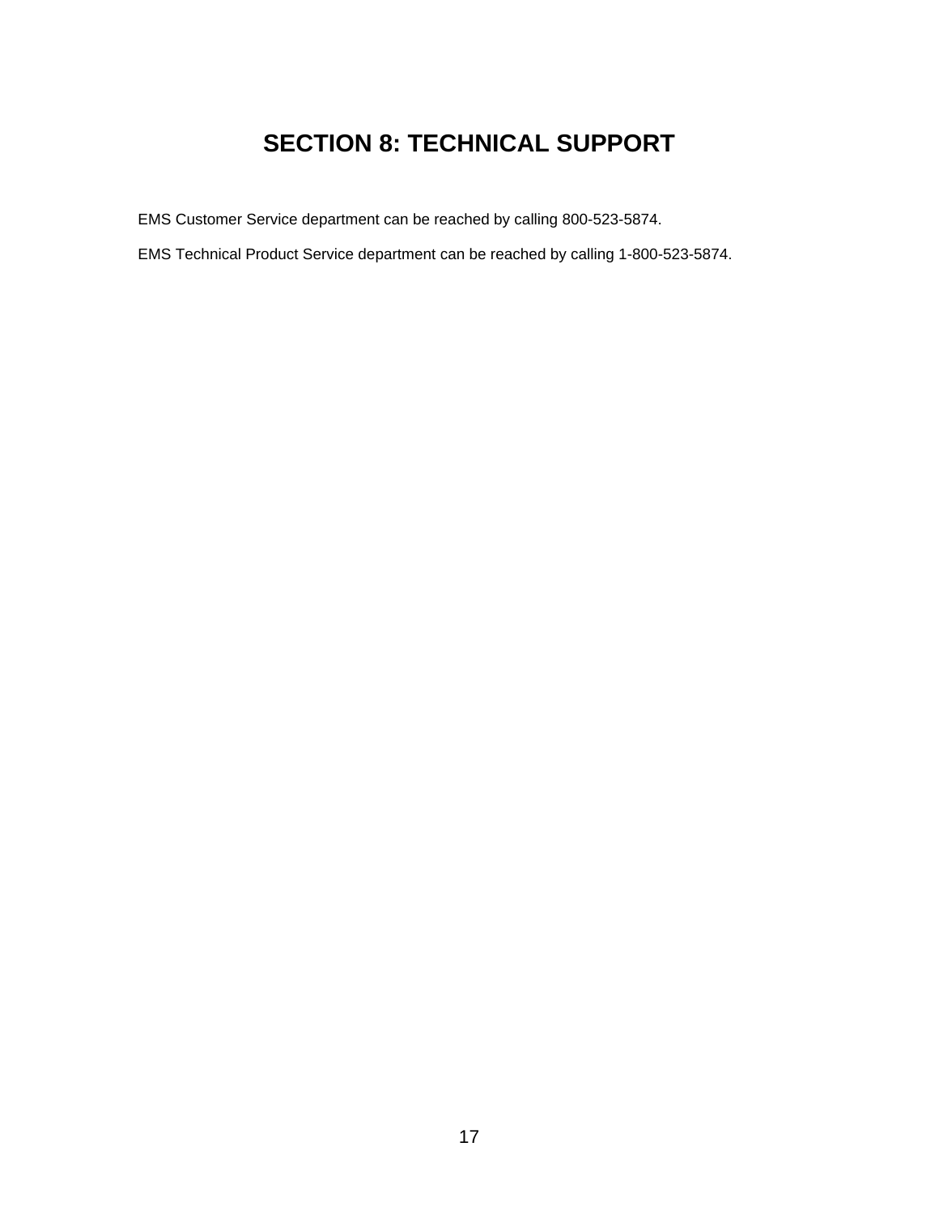# SECTION 8: TECHNICAL SUPPORT

EMS Customer Service department can be reached by calling 800-523-5874.

EMS Technical Product Service department can be reached by calling 1-800-523-5874.